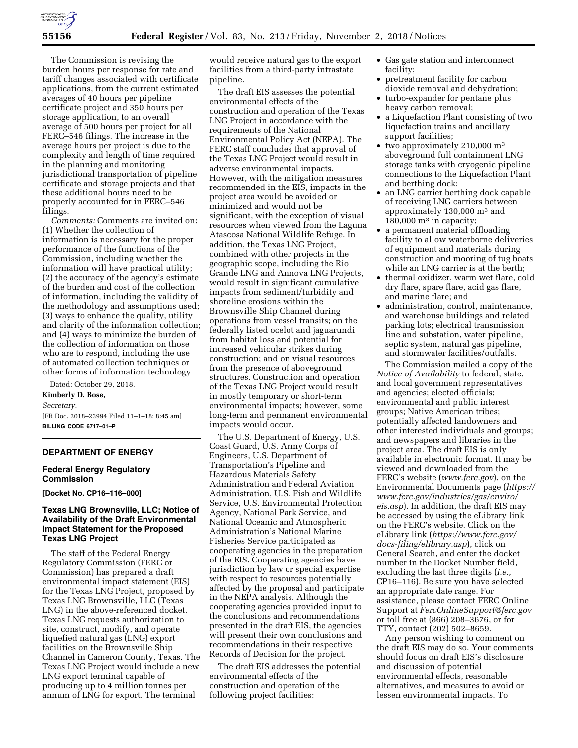The Commission is revising the burden hours per response for rate and tariff changes associated with certificate applications, from the current estimated averages of 40 hours per pipeline certificate project and 350 hours per storage application, to an overall average of 500 hours per project for all FERC–546 filings. The increase in the average hours per project is due to the complexity and length of time required in the planning and monitoring jurisdictional transportation of pipeline certificate and storage projects and that these additional hours need to be properly accounted for in FERC–546 filings.

*Comments:* Comments are invited on: (1) Whether the collection of information is necessary for the proper performance of the functions of the Commission, including whether the information will have practical utility; (2) the accuracy of the agency's estimate of the burden and cost of the collection of information, including the validity of the methodology and assumptions used; (3) ways to enhance the quality, utility and clarity of the information collection; and (4) ways to minimize the burden of the collection of information on those who are to respond, including the use of automated collection techniques or other forms of information technology.

Dated: October 29, 2018.

**Kimberly D. Bose,**

*Secretary.*

[FR Doc. 2018–23994 Filed 11–1–18; 8:45 am]

**BILLING CODE 6717–01–P**

## DEPARTMENT OF ENERGY

### Federal Energy Regulatory Commission

**[Docket No. CP16–116–000]**

### Texas LNG Brownsville, LLC; Notice of Availability of the Draft Environmental Impact Statement for the Proposed Texas LNG Project

The staff of the Federal Energy Regulatory Commission (FERC or Commission) has prepared a draft environmental impact statement (EIS) for the Texas LNG Project, proposed by Texas LNG Brownsville, LLC (Texas LNG) in the above-referenced docket. Texas LNG requests authorization to site, construct, modify, and operate liquefied natural gas (LNG) export facilities on the Brownsville Ship Channel in Cameron County, Texas. The Texas LNG Project would include a new LNG export terminal capable of producing up to 4 million tonnes per annum of LNG for export. The terminal would receive natural gas to the export facilities from a third-party intrastate pipeline.

The draft EIS assesses the potential environmental effects of the construction and operation of the Texas LNG Project in accordance with the requirements of the National Environmental Policy Act (NEPA). The FERC staff concludes that approval of the Texas LNG Project would result in adverse environmental impacts. However, with the mitigation measures recommended in the EIS, impacts in the project area would be avoided or minimized and would not be significant, with the exception of visual resources when viewed from the Laguna Atascosa National Wildlife Refuge. In addition, the Texas LNG Project, combined with other projects in the geographic scope, including the Rio Grande LNG and Annova LNG Projects, would result in significant cumulative impacts from sediment/turbidity and shoreline erosions within the Brownsville Ship Channel during operations from vessel transits; on the federally listed ocelot and jaguarundi from habitat loss and potential for increased vehicular strikes during construction; and on visual resources from the presence of aboveground structures. Construction and operation of the Texas LNG Project would result in mostly temporary or short-term environmental impacts; however, some long-term and permanent environmental impacts would occur.

The U.S. Department of Energy, U.S. Coast Guard, U.S. Army Corps of Engineers, U.S. Department of Transportation's Pipeline and Hazardous Materials Safety Administration and Federal Aviation Administration, U.S. Fish and Wildlife Service, U.S. Environmental Protection Agency, National Park Service, and National Oceanic and Atmospheric Administration's National Marine Fisheries Service participated as cooperating agencies in the preparation of the EIS. Cooperating agencies have jurisdiction by law or special expertise with respect to resources potentially affected by the proposal and participate in the NEPA analysis. Although the cooperating agencies provided input to the conclusions and recommendations presented in the draft EIS, the agencies will present their own conclusions and recommendations in their respective Records of Decision for the project.

The draft EIS addresses the potential environmental effects of the construction and operation of the following project facilities:

- Gas gate station and interconnect facility;
- pretreatment facility for carbon dioxide removal and dehydration;
- turbo-expander for pentane plus heavy carbon removal;
- a Liquefaction Plant consisting of two liquefaction trains and ancillary support facilities;
- two approximately 210,000 $m^3$ aboveground full containment LNG storage tanks with cryogenic pipeline connections to the Liquefaction Plant and berthing dock;
- an LNG carrier berthing dock capable of receiving LNG carriers between approximately 130,000 $m^3$ and 180,000 $m^3$ in capacity;
- a permanent material offloading facility to allow waterborne deliveries of equipment and materials during construction and mooring of tug boats while an LNG carrier is at the berth;
- thermal oxidizer, warm wet flare, cold dry flare, spare flare, acid gas flare, and marine flare; and
- administration, control, maintenance, and warehouse buildings and related parking lots; electrical transmission line and substation, water pipeline, septic system, natural gas pipeline, and stormwater facilities/outfalls.

The Commission mailed a copy of the *Notice of Availability* to federal, state, and local government representatives and agencies; elected officials; environmental and public interest groups; Native American tribes; potentially affected landowners and other interested individuals and groups; and newspapers and libraries in the project area. The draft EIS is only available in electronic format. It may be viewed and downloaded from the FERC's website (*www.ferc.gov*), on the Environmental Documents page (*https://www.ferc.gov/industries/gas/enviro/eis.asp*). In addition, the draft EIS may be accessed by using the eLibrary link on the FERC's website. Click on the eLibrary link (*https://www.ferc.gov/docs-filing/elibrary.asp*), click on General Search, and enter the docket number in the Docket Number field, excluding the last three digits (*i.e.,* CP16–116). Be sure you have selected an appropriate date range. For assistance, please contact FERC Online Support at *FercOnlineSupport@ferc.gov* or toll free at (866) 208–3676, or for TTY, contact (202) 502–8659.

Any person wishing to comment on the draft EIS may do so. Your comments should focus on draft EIS's disclosure and discussion of potential environmental effects, reasonable alternatives, and measures to avoid or lessen environmental impacts. To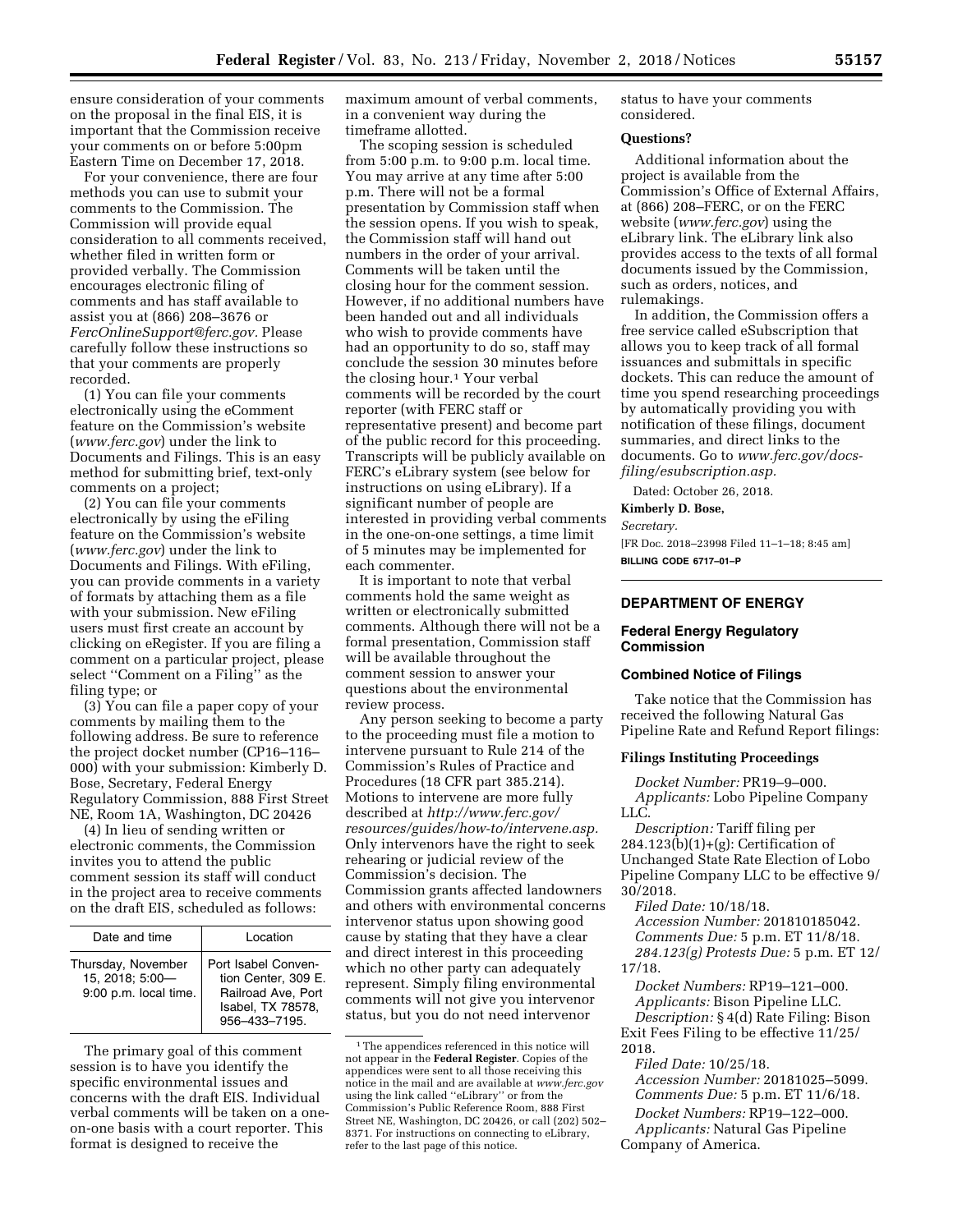ensure consideration of your comments on the proposal in the final EIS, it is important that the Commission receive your comments on or before 5:00pm Eastern Time on December 17, 2018.

For your convenience, there are four methods you can use to submit your comments to the Commission. The Commission will provide equal consideration to all comments received, whether filed in written form or provided verbally. The Commission encourages electronic filing of comments and has staff available to assist you at (866) 208–3676 or *FercOnlineSupport@ferc.gov.* Please carefully follow these instructions so that your comments are properly recorded.

(1) You can file your comments electronically using the eComment feature on the Commission's website (*www.ferc.gov*) under the link to Documents and Filings. This is an easy method for submitting brief, text-only comments on a project;

(2) You can file your comments electronically by using the eFiling feature on the Commission's website (*www.ferc.gov*) under the link to Documents and Filings. With eFiling, you can provide comments in a variety of formats by attaching them as a file with your submission. New eFiling users must first create an account by clicking on eRegister. If you are filing a comment on a particular project, please select ''Comment on a Filing'' as the filing type; or

(3) You can file a paper copy of your comments by mailing them to the following address. Be sure to reference the project docket number (CP16–116–000) with your submission: Kimberly D. Bose, Secretary, Federal Energy Regulatory Commission, 888 First Street NE, Room 1A, Washington, DC 20426

(4) In lieu of sending written or electronic comments, the Commission invites you to attend the public comment session its staff will conduct in the project area to receive comments on the draft EIS, scheduled as follows:

| Date and time | Location |
|---|---|
| Thursday, November 15, 2018; 5:00—9:00 p.m. local time. | Port Isabel Convention Center, 309 E. Railroad Ave, Port Isabel, TX 78578, 956–433–7195. |

The primary goal of this comment session is to have you identify the specific environmental issues and concerns with the draft EIS. Individual verbal comments will be taken on a one-on-one basis with a court reporter. This format is designed to receive the maximum amount of verbal comments, in a convenient way during the timeframe allotted.

The scoping session is scheduled from 5:00 p.m. to 9:00 p.m. local time. You may arrive at any time after 5:00 p.m. There will not be a formal presentation by Commission staff when the session opens. If you wish to speak, the Commission staff will hand out numbers in the order of your arrival. Comments will be taken until the closing hour for the comment session. However, if no additional numbers have been handed out and all individuals who wish to provide comments have had an opportunity to do so, staff may conclude the session 30 minutes before the closing hour.[1] Your verbal comments will be recorded by the court reporter (with FERC staff or representative present) and become part of the public record for this proceeding. Transcripts will be publicly available on FERC's eLibrary system (see below for instructions on using eLibrary). If a significant number of people are interested in providing verbal comments in the one-on-one settings, a time limit of 5 minutes may be implemented for each commenter.

It is important to note that verbal comments hold the same weight as written or electronically submitted comments. Although there will not be a formal presentation, Commission staff will be available throughout the comment session to answer your questions about the environmental review process.

Any person seeking to become a party to the proceeding must file a motion to intervene pursuant to Rule 214 of the Commission's Rules of Practice and Procedures (18 CFR part 385.214). Motions to intervene are more fully described at *http://www.ferc.gov/resources/guides/how-to/intervene.asp.* Only intervenors have the right to seek rehearing or judicial review of the Commission's decision. The Commission grants affected landowners and others with environmental concerns intervenor status upon showing good cause by stating that they have a clear and direct interest in this proceeding which no other party can adequately represent. Simply filing environmental comments will not give you intervenor status, but you do not need intervenor status to have your comments considered.

[1] The appendices referenced in this notice will not appear in the **Federal Register**. Copies of the appendices were sent to all those receiving this notice in the mail and are available at *www.ferc.gov* using the link called ''eLibrary'' or from the Commission's Public Reference Room, 888 First Street NE, Washington, DC 20426, or call (202) 502–8371. For instructions on connecting to eLibrary, refer to the last page of this notice.

**Questions?**

Additional information about the project is available from the Commission's Office of External Affairs, at (866) 208–FERC, or on the FERC website (*www.ferc.gov*) using the eLibrary link. The eLibrary link also provides access to the texts of all formal documents issued by the Commission, such as orders, notices, and rulemakings.

In addition, the Commission offers a free service called eSubscription that allows you to keep track of all formal issuances and submittals in specific dockets. This can reduce the amount of time you spend researching proceedings by automatically providing you with notification of these filings, document summaries, and direct links to the documents. Go to *www.ferc.gov/docs-filing/esubscription.asp.*

Dated: October 26, 2018.

**Kimberly D. Bose,**

*Secretary.*

[FR Doc. 2018–23998 Filed 11–1–18; 8:45 am]

**BILLING CODE 6717–01–P**

## DEPARTMENT OF ENERGY

### Federal Energy Regulatory Commission

### Combined Notice of Filings

Take notice that the Commission has received the following Natural Gas Pipeline Rate and Refund Report filings:

**Filings Instituting Proceedings**

*Docket Number:* PR19–9–000.
*Applicants:* Lobo Pipeline Company LLC.
*Description:* Tariff filing per 284.123(b)(1)+(g): Certification of Unchanged State Rate Election of Lobo Pipeline Company LLC to be effective 9/30/2018.
*Filed Date:* 10/18/18.
*Accession Number:* 201810185042.
*Comments Due:* 5 p.m. ET 11/8/18.
*284.123(g) Protests Due:* 5 p.m. ET 12/17/18.

*Docket Numbers:* RP19–121–000.
*Applicants:* Bison Pipeline LLC.
*Description:* § 4(d) Rate Filing: Bison Exit Fees Filing to be effective 11/25/2018.
*Filed Date:* 10/25/18.
*Accession Number:* 20181025–5099.
*Comments Due:* 5 p.m. ET 11/6/18.

*Docket Numbers:* RP19–122–000.
*Applicants:* Natural Gas Pipeline Company of America.